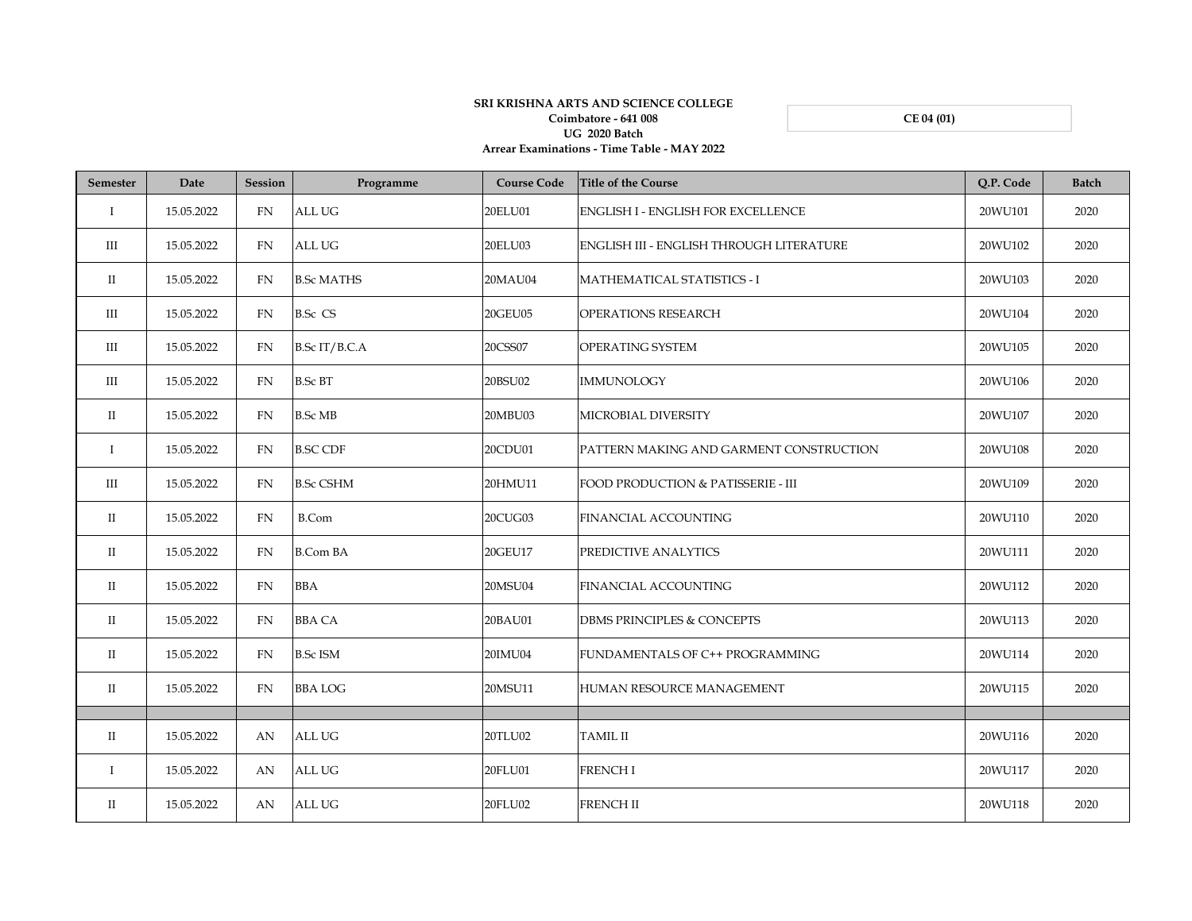**SRI KRISHNA ARTS AND SCIENCE COLLEGE**
**Coimbatore - 641 008**
**UG 2020 Batch**
**Arrear Examinations - Time Table - MAY 2022**

**CE 04 (01)**

| Semester | Date | Session | Programme | Course Code | Title of the Course | Q.P. Code | Batch |
|---|---|---|---|---|---|---|---|
| I | 15.05.2022 | FN | ALL UG | 20ELU01 | ENGLISH I - ENGLISH FOR EXCELLENCE | 20WU101 | 2020 |
| III | 15.05.2022 | FN | ALL UG | 20ELU03 | ENGLISH III - ENGLISH THROUGH LITERATURE | 20WU102 | 2020 |
| II | 15.05.2022 | FN | B.Sc MATHS | 20MAU04 | MATHEMATICAL STATISTICS - I | 20WU103 | 2020 |
| III | 15.05.2022 | FN | B.Sc CS | 20GEU05 | OPERATIONS RESEARCH | 20WU104 | 2020 |
| III | 15.05.2022 | FN | B.Sc IT/B.C.A | 20CSS07 | OPERATING SYSTEM | 20WU105 | 2020 |
| III | 15.05.2022 | FN | B.Sc BT | 20BSU02 | IMMUNOLOGY | 20WU106 | 2020 |
| II | 15.05.2022 | FN | B.Sc MB | 20MBU03 | MICROBIAL DIVERSITY | 20WU107 | 2020 |
| I | 15.05.2022 | FN | B.SC CDF | 20CDU01 | PATTERN MAKING AND GARMENT CONSTRUCTION | 20WU108 | 2020 |
| III | 15.05.2022 | FN | B.Sc CSHM | 20HMU11 | FOOD PRODUCTION & PATISSERIE - III | 20WU109 | 2020 |
| II | 15.05.2022 | FN | B.Com | 20CUG03 | FINANCIAL ACCOUNTING | 20WU110 | 2020 |
| II | 15.05.2022 | FN | B.Com BA | 20GEU17 | PREDICTIVE ANALYTICS | 20WU111 | 2020 |
| II | 15.05.2022 | FN | BBA | 20MSU04 | FINANCIAL ACCOUNTING | 20WU112 | 2020 |
| II | 15.05.2022 | FN | BBA CA | 20BAU01 | DBMS PRINCIPLES & CONCEPTS | 20WU113 | 2020 |
| II | 15.05.2022 | FN | B.Sc ISM | 20IMU04 | FUNDAMENTALS OF C++ PROGRAMMING | 20WU114 | 2020 |
| II | 15.05.2022 | FN | BBA LOG | 20MSU11 | HUMAN RESOURCE MANAGEMENT | 20WU115 | 2020 |
| | | | | | | | |
| II | 15.05.2022 | AN | ALL UG | 20TLU02 | TAMIL II | 20WU116 | 2020 |
| I | 15.05.2022 | AN | ALL UG | 20FLU01 | FRENCH I | 20WU117 | 2020 |
| II | 15.05.2022 | AN | ALL UG | 20FLU02 | FRENCH II | 20WU118 | 2020 |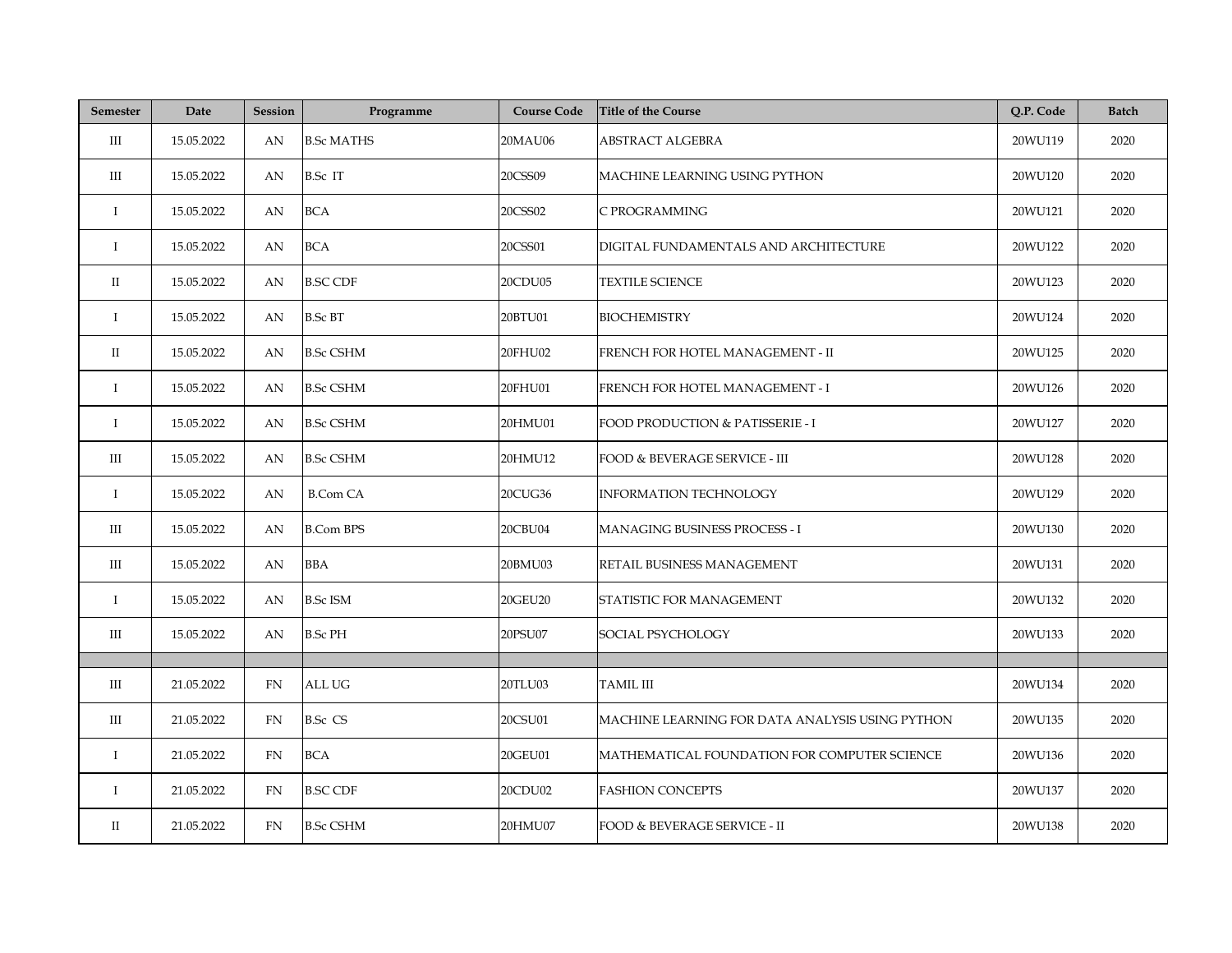| Semester | Date | Session | Programme | Course Code | Title of the Course | Q.P. Code | Batch |
|---|---|---|---|---|---|---|---|
| III | 15.05.2022 | AN | B.Sc MATHS | 20MAU06 | ABSTRACT ALGEBRA | 20WU119 | 2020 |
| III | 15.05.2022 | AN | B.Sc IT | 20CSS09 | MACHINE LEARNING USING PYTHON | 20WU120 | 2020 |
| I | 15.05.2022 | AN | BCA | 20CSS02 | C PROGRAMMING | 20WU121 | 2020 |
| I | 15.05.2022 | AN | BCA | 20CSS01 | DIGITAL FUNDAMENTALS AND ARCHITECTURE | 20WU122 | 2020 |
| II | 15.05.2022 | AN | B.SC CDF | 20CDU05 | TEXTILE SCIENCE | 20WU123 | 2020 |
| I | 15.05.2022 | AN | B.Sc BT | 20BTU01 | BIOCHEMISTRY | 20WU124 | 2020 |
| II | 15.05.2022 | AN | B.Sc CSHM | 20FHU02 | FRENCH FOR HOTEL MANAGEMENT - II | 20WU125 | 2020 |
| I | 15.05.2022 | AN | B.Sc CSHM | 20FHU01 | FRENCH FOR HOTEL MANAGEMENT - I | 20WU126 | 2020 |
| I | 15.05.2022 | AN | B.Sc CSHM | 20HMU01 | FOOD PRODUCTION & PATISSERIE - I | 20WU127 | 2020 |
| III | 15.05.2022 | AN | B.Sc CSHM | 20HMU12 | FOOD & BEVERAGE SERVICE - III | 20WU128 | 2020 |
| I | 15.05.2022 | AN | B.Com CA | 20CUG36 | INFORMATION TECHNOLOGY | 20WU129 | 2020 |
| III | 15.05.2022 | AN | B.Com BPS | 20CBU04 | MANAGING BUSINESS PROCESS - I | 20WU130 | 2020 |
| III | 15.05.2022 | AN | BBA | 20BMU03 | RETAIL BUSINESS MANAGEMENT | 20WU131 | 2020 |
| I | 15.05.2022 | AN | B.Sc ISM | 20GEU20 | STATISTIC FOR MANAGEMENT | 20WU132 | 2020 |
| III | 15.05.2022 | AN | B.Sc PH | 20PSU07 | SOCIAL PSYCHOLOGY | 20WU133 | 2020 |
| | | | | | | | |
| III | 21.05.2022 | FN | ALL UG | 20TLU03 | TAMIL III | 20WU134 | 2020 |
| III | 21.05.2022 | FN | B.Sc CS | 20CSU01 | MACHINE LEARNING FOR DATA ANALYSIS USING PYTHON | 20WU135 | 2020 |
| I | 21.05.2022 | FN | BCA | 20GEU01 | MATHEMATICAL FOUNDATION FOR COMPUTER SCIENCE | 20WU136 | 2020 |
| I | 21.05.2022 | FN | B.SC CDF | 20CDU02 | FASHION CONCEPTS | 20WU137 | 2020 |
| II | 21.05.2022 | FN | B.Sc CSHM | 20HMU07 | FOOD & BEVERAGE SERVICE - II | 20WU138 | 2020 |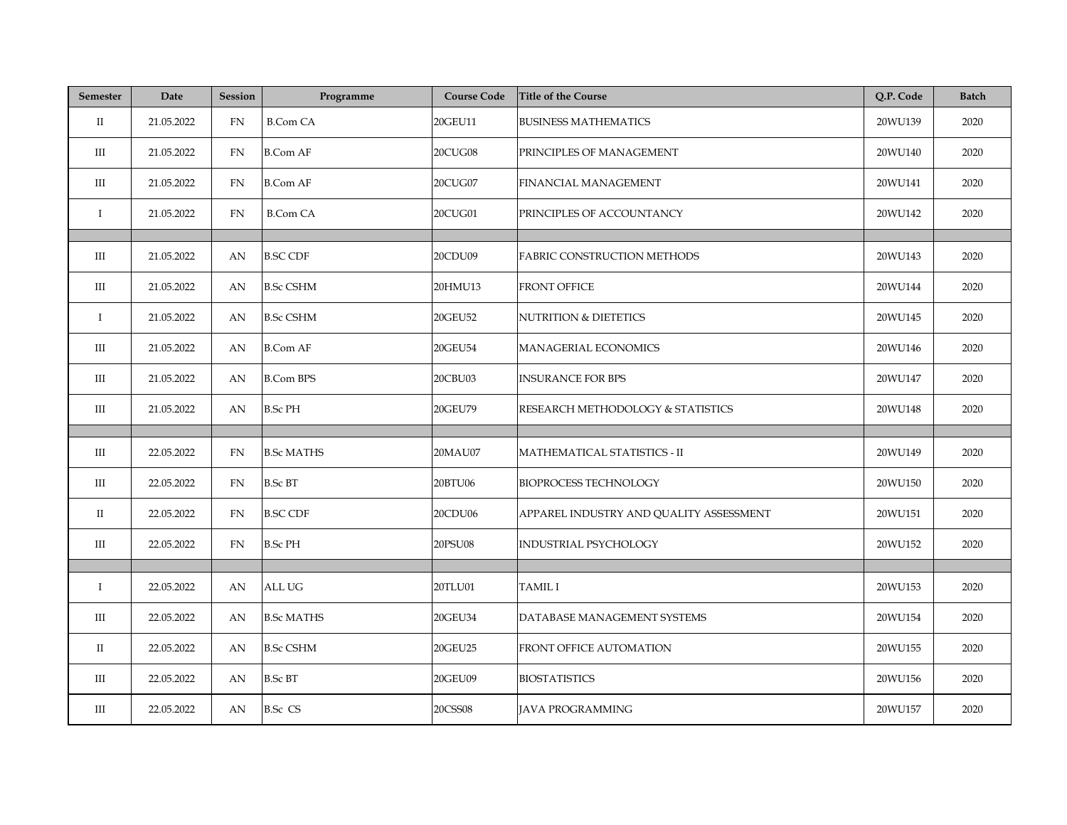| Semester | Date | Session | Programme | Course Code | Title of the Course | Q.P. Code | Batch |
|---|---|---|---|---|---|---|---|
| II | 21.05.2022 | FN | B.Com CA | 20GEU11 | BUSINESS MATHEMATICS | 20WU139 | 2020 |
| III | 21.05.2022 | FN | B.Com AF | 20CUG08 | PRINCIPLES OF MANAGEMENT | 20WU140 | 2020 |
| III | 21.05.2022 | FN | B.Com AF | 20CUG07 | FINANCIAL MANAGEMENT | 20WU141 | 2020 |
| I | 21.05.2022 | FN | B.Com CA | 20CUG01 | PRINCIPLES OF ACCOUNTANCY | 20WU142 | 2020 |
| | | | | | | | |
| III | 21.05.2022 | AN | B.SC CDF | 20CDU09 | FABRIC CONSTRUCTION METHODS | 20WU143 | 2020 |
| III | 21.05.2022 | AN | B.Sc CSHM | 20HMU13 | FRONT OFFICE | 20WU144 | 2020 |
| I | 21.05.2022 | AN | B.Sc CSHM | 20GEU52 | NUTRITION & DIETETICS | 20WU145 | 2020 |
| III | 21.05.2022 | AN | B.Com AF | 20GEU54 | MANAGERIAL ECONOMICS | 20WU146 | 2020 |
| III | 21.05.2022 | AN | B.Com BPS | 20CBU03 | INSURANCE FOR BPS | 20WU147 | 2020 |
| III | 21.05.2022 | AN | B.Sc PH | 20GEU79 | RESEARCH METHODOLOGY & STATISTICS | 20WU148 | 2020 |
| | | | | | | | |
| III | 22.05.2022 | FN | B.Sc MATHS | 20MAU07 | MATHEMATICAL STATISTICS - II | 20WU149 | 2020 |
| III | 22.05.2022 | FN | B.Sc BT | 20BTU06 | BIOPROCESS TECHNOLOGY | 20WU150 | 2020 |
| II | 22.05.2022 | FN | B.SC CDF | 20CDU06 | APPAREL INDUSTRY AND QUALITY ASSESSMENT | 20WU151 | 2020 |
| III | 22.05.2022 | FN | B.Sc PH | 20PSU08 | INDUSTRIAL PSYCHOLOGY | 20WU152 | 2020 |
| | | | | | | | |
| I | 22.05.2022 | AN | ALL UG | 20TLU01 | TAMIL I | 20WU153 | 2020 |
| III | 22.05.2022 | AN | B.Sc MATHS | 20GEU34 | DATABASE MANAGEMENT SYSTEMS | 20WU154 | 2020 |
| II | 22.05.2022 | AN | B.Sc CSHM | 20GEU25 | FRONT OFFICE AUTOMATION | 20WU155 | 2020 |
| III | 22.05.2022 | AN | B.Sc BT | 20GEU09 | BIOSTATISTICS | 20WU156 | 2020 |
| III | 22.05.2022 | AN | B.Sc CS | 20CSS08 | JAVA PROGRAMMING | 20WU157 | 2020 |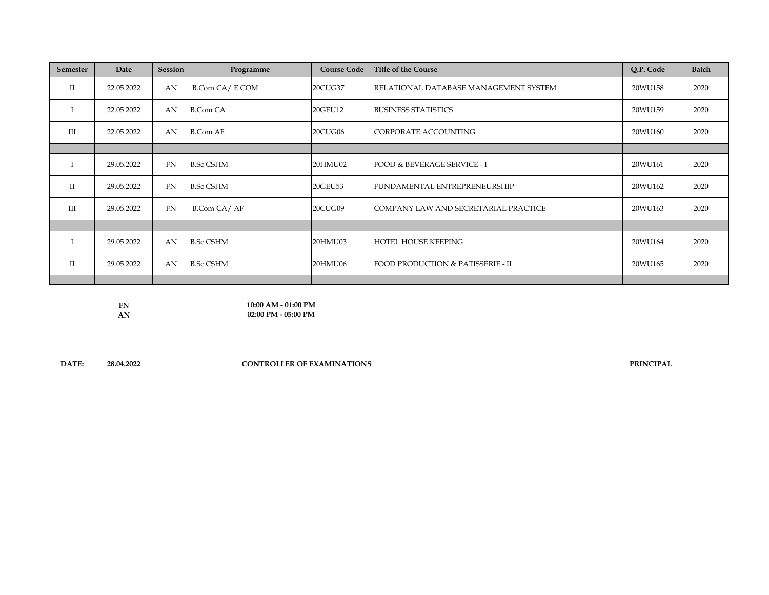| Semester | Date | Session | Programme | Course Code | Title of the Course | Q.P. Code | Batch |
|---|---|---|---|---|---|---|---|
| II | 22.05.2022 | AN | B.Com CA/ E COM | 20CUG37 | RELATIONAL DATABASE MANAGEMENT SYSTEM | 20WU158 | 2020 |
| I | 22.05.2022 | AN | B.Com CA | 20GEU12 | BUSINESS STATISTICS | 20WU159 | 2020 |
| III | 22.05.2022 | AN | B.Com AF | 20CUG06 | CORPORATE ACCOUNTING | 20WU160 | 2020 |
| | | | | | | | |
| I | 29.05.2022 | FN | B.Sc CSHM | 20HMU02 | FOOD & BEVERAGE SERVICE - I | 20WU161 | 2020 |
| II | 29.05.2022 | FN | B.Sc CSHM | 20GEU53 | FUNDAMENTAL ENTREPRENEURSHIP | 20WU162 | 2020 |
| III | 29.05.2022 | FN | B.Com CA/ AF | 20CUG09 | COMPANY LAW AND SECRETARIAL PRACTICE | 20WU163 | 2020 |
| | | | | | | | |
| I | 29.05.2022 | AN | B.Sc CSHM | 20HMU03 | HOTEL HOUSE KEEPING | 20WU164 | 2020 |
| II | 29.05.2022 | AN | B.Sc CSHM | 20HMU06 | FOOD PRODUCTION & PATISSERIE - II | 20WU165 | 2020 |
| | | | | | | | |

**FN** **10:00 AM - 01:00 PM**
**AN** **02:00 PM - 05:00 PM**

**DATE: 28.04.2022** **CONTROLLER OF EXAMINATIONS** **PRINCIPAL**